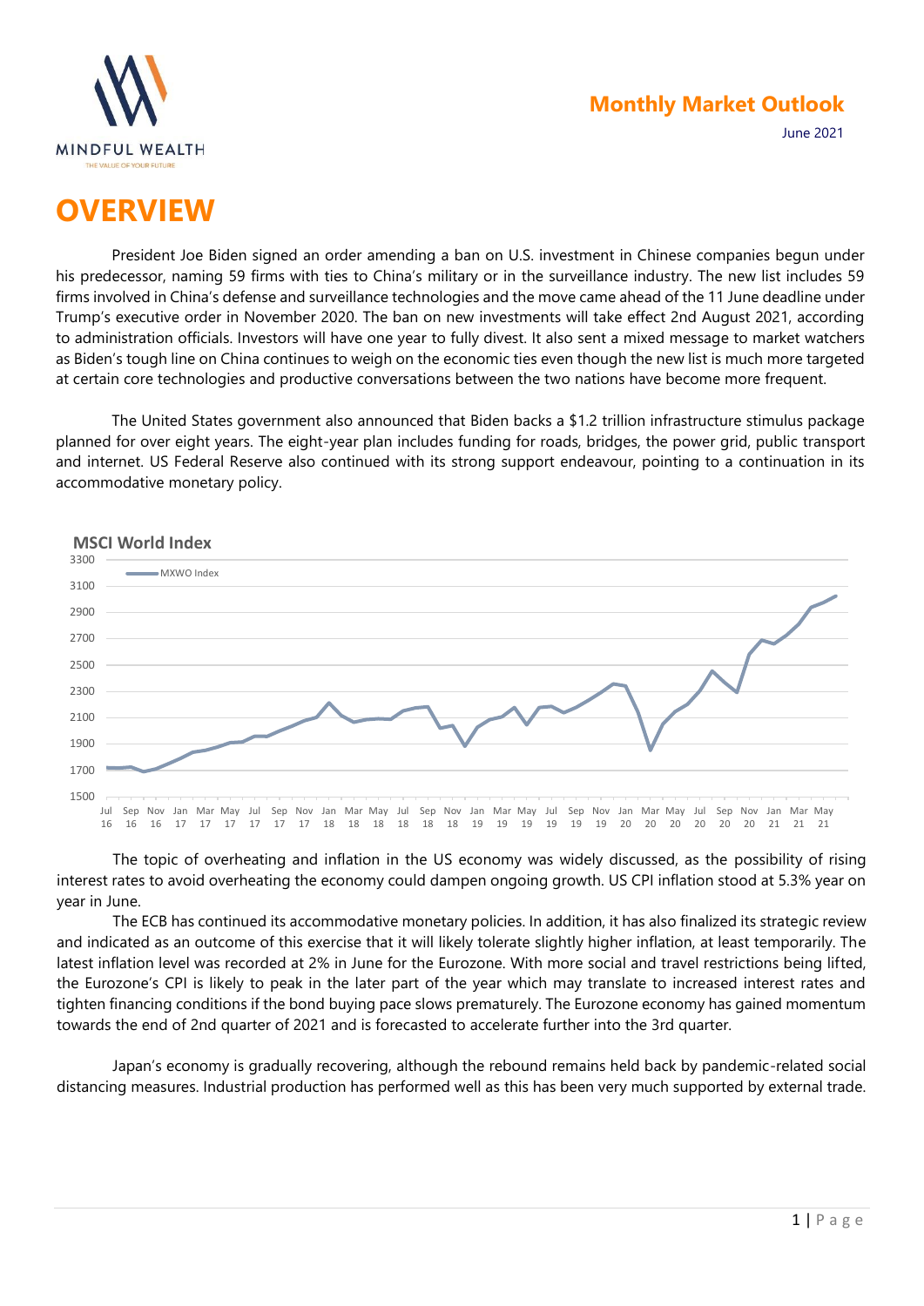# Monthly Market Outlook

June 2021

# OVERVIEW

President Joe Biden signed an order amending a ban on U.S. investment in Chinese companies begun under his predecessor, naming 59 firms with ties to China's military or in the surveillance industry. The new list includes 59 firms involved in China's defense and surveillance technologies and the move came ahead of the 11 June deadline under Trump's executive order in November 2020. The ban on new investments will take effect 2nd August 2021, according to administration officials. Investors will have one year to fully divest. It also sent a mixed message to market watchers as Biden's tough line on China continues to weigh on the economic ties even though the new list is much more targeted at certain core technologies and productive conversations between the two nations have become more frequent.

The United States government also announced that Biden backs a $1.2 trillion infrastructure stimulus package planned for over eight years. The eight-year plan includes funding for roads, bridges, the power grid, public transport and internet. US Federal Reserve also continued with its strong support endeavour, pointing to a continuation in its accommodative monetary policy.

**MSCI World Index**

The topic of overheating and inflation in the US economy was widely discussed, as the possibility of rising interest rates to avoid overheating the economy could dampen ongoing growth. US CPI inflation stood at 5.3% year on year in June.

The ECB has continued its accommodative monetary policies. In addition, it has also finalized its strategic review and indicated as an outcome of this exercise that it will likely tolerate slightly higher inflation, at least temporarily. The latest inflation level was recorded at 2% in June for the Eurozone. With more social and travel restrictions being lifted, the Eurozone's CPI is likely to peak in the later part of the year which may translate to increased interest rates and tighten financing conditions if the bond buying pace slows prematurely. The Eurozone economy has gained momentum towards the end of 2nd quarter of 2021 and is forecasted to accelerate further into the 3rd quarter.

Japan's economy is gradually recovering, although the rebound remains held back by pandemic-related social distancing measures. Industrial production has performed well as this has been very much supported by external trade.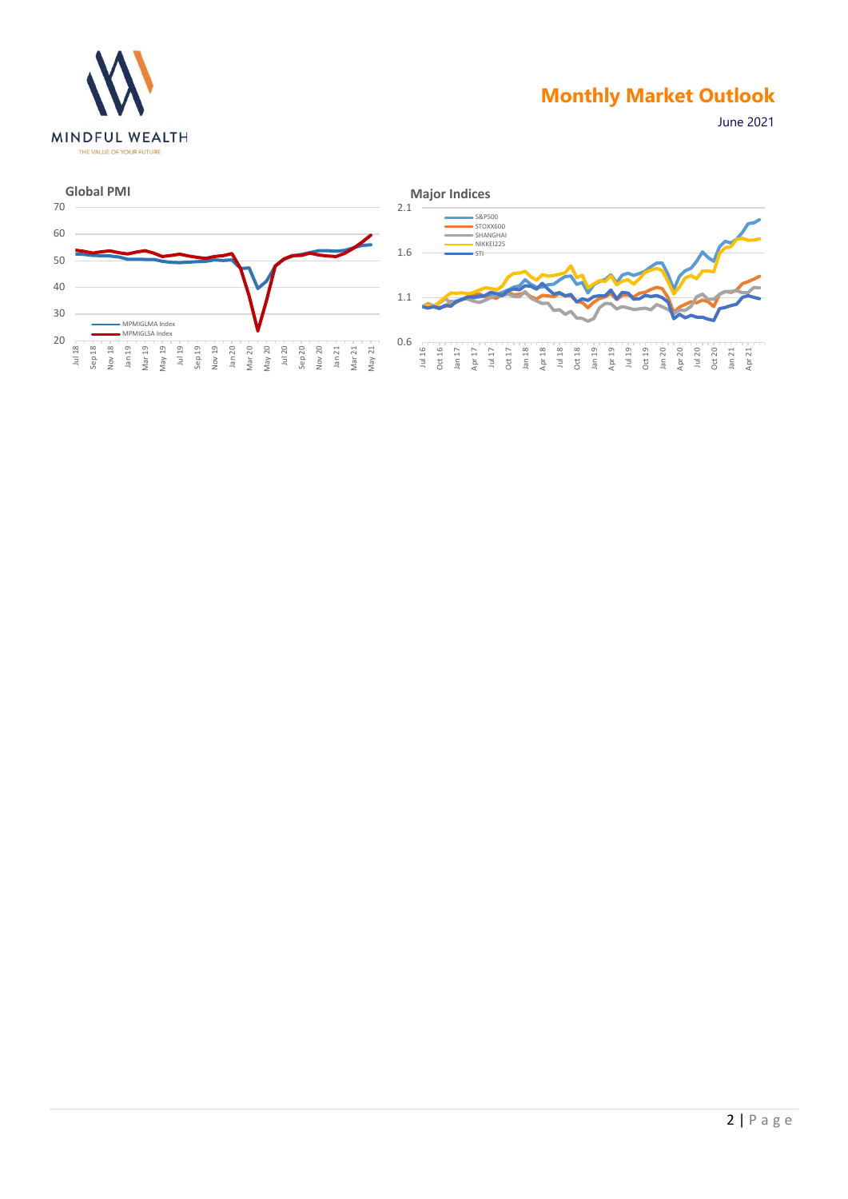**Global PMI**

**Major Indices**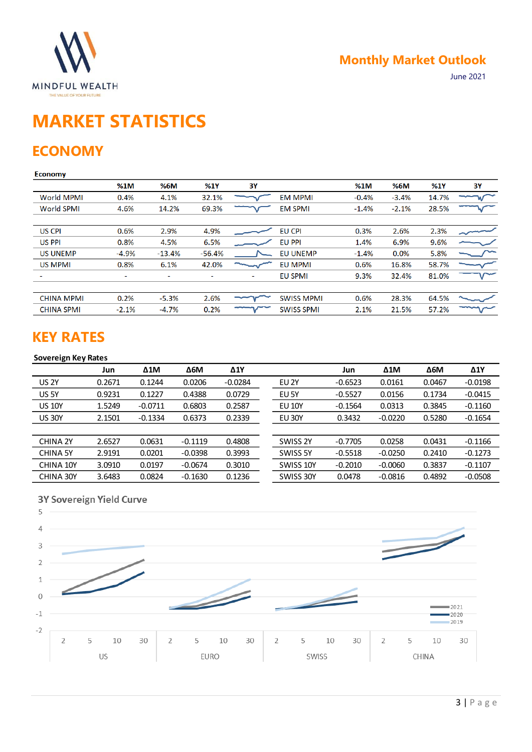# MARKET STATISTICS

## ECONOMY

**Economy**

| | %1M | %6M | %1Y | 3Y | | %1M | %6M | %1Y | 3Y |
|---|---|---|---|---|---|---|---|---|---|
| World MPMI | 0.4% | 4.1% | 32.1% | | EM MPMI | -0.4% | -3.4% | 14.7% | |
| World SPMI | 4.6% | 14.2% | 69.3% | | EM SPMI | -1.4% | -2.1% | 28.5% | |
| US CPI | 0.6% | 2.9% | 4.9% | | EU CPI | 0.3% | 2.6% | 2.3% | |
| US PPI | 0.8% | 4.5% | 6.5% | | EU PPI | 1.4% | 6.9% | 9.6% | |
| US UNEMP | -4.9% | -13.4% | -56.4% | | EU UNEMP | -1.4% | 0.0% | 5.8% | |
| US MPMI | 0.8% | 6.1% | 42.0% | | EU MPMI | 0.6% | 16.8% | 58.7% | |
| - | - | - | - | - | EU SPMI | 9.3% | 32.4% | 81.0% | |
| CHINA MPMI | 0.2% | -5.3% | 2.6% | | SWISS MPMI | 0.6% | 28.3% | 64.5% | |
| CHINA SPMI | -2.1% | -4.7% | 0.2% | | SWISS SPMI | 2.1% | 21.5% | 57.2% | |

## KEY RATES

**Sovereign Key Rates**

| | Jun | Δ1M | Δ6M | Δ1Y | | Jun | Δ1M | Δ6M | Δ1Y |
|---|---|---|---|---|---|---|---|---|---|
| US 2Y | 0.2671 | 0.1244 | 0.0206 | -0.0284 | EU 2Y | -0.6523 | 0.0161 | 0.0467 | -0.0198 |
| US 5Y | 0.9231 | 0.1227 | 0.4388 | 0.0729 | EU 5Y | -0.5527 | 0.0156 | 0.1734 | -0.0415 |
| US 10Y | 1.5249 | -0.0711 | 0.6803 | 0.2587 | EU 10Y | -0.1564 | 0.0313 | 0.3845 | -0.1160 |
| US 30Y | 2.1501 | -0.1334 | 0.6373 | 0.2339 | EU 30Y | 0.3432 | -0.0220 | 0.5280 | -0.1654 |
| CHINA 2Y | 2.6527 | 0.0631 | -0.1119 | 0.4808 | SWISS 2Y | -0.7705 | 0.0258 | 0.0431 | -0.1166 |
| CHINA 5Y | 2.9191 | 0.0201 | -0.0398 | 0.3993 | SWISS 5Y | -0.5518 | -0.0250 | 0.2410 | -0.1273 |
| CHINA 10Y | 3.0910 | 0.0197 | -0.0674 | 0.3010 | SWISS 10Y | -0.2010 | -0.0060 | 0.3837 | -0.1107 |
| CHINA 30Y | 3.6483 | 0.0824 | -0.1630 | 0.1236 | SWISS 30Y | 0.0478 | -0.0816 | 0.4892 | -0.0508 |

**3Y Sovereign Yield Curve**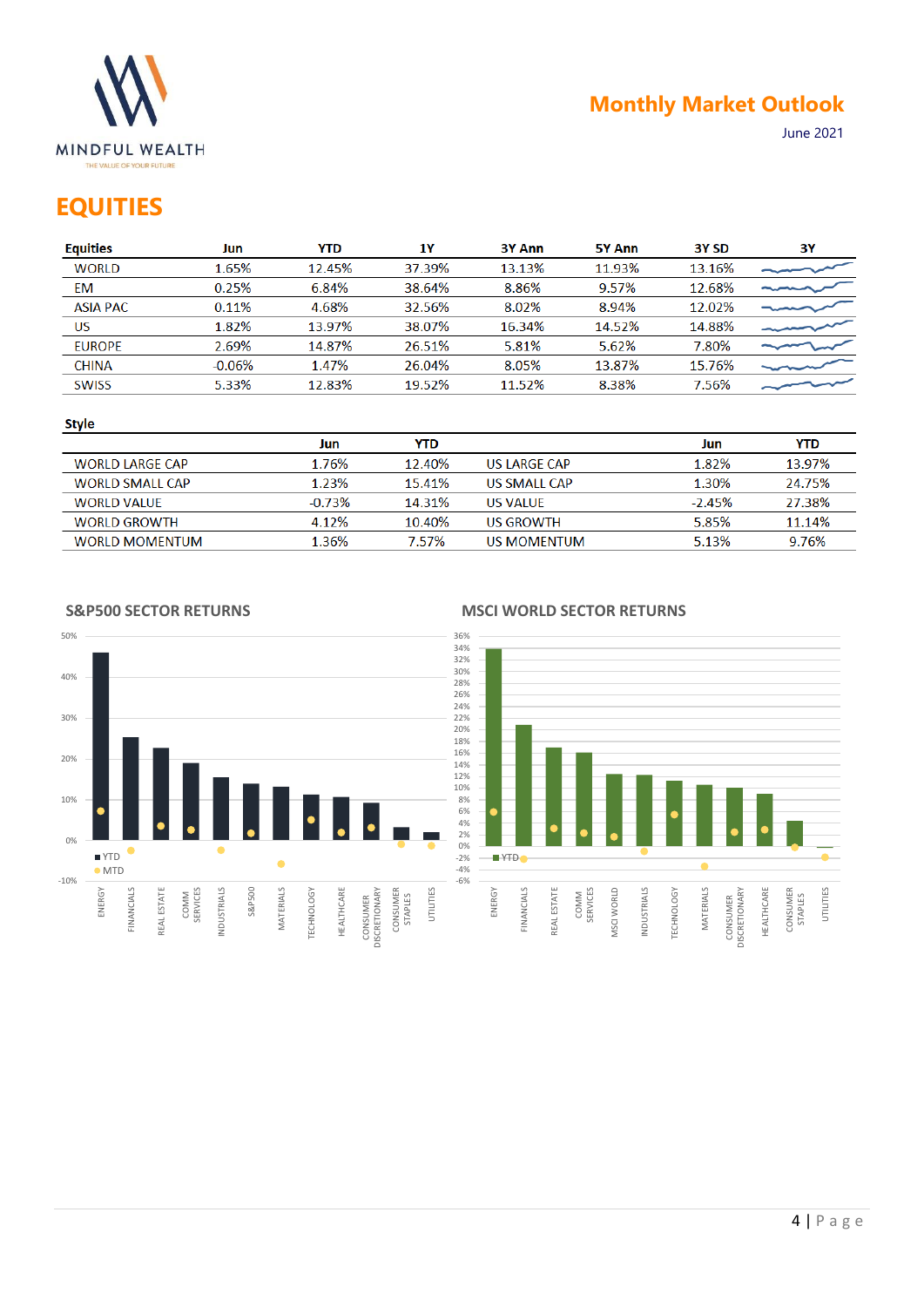# Monthly Market Outlook

June 2021

## EQUITIES

| Equities | Jun | YTD | 1Y | 3Y Ann | 5Y Ann | 3Y SD | 3Y |
|---|---|---|---|---|---|---|---|
| WORLD | 1.65% | 12.45% | 37.39% | 13.13% | 11.93% | 13.16% | |
| EM | 0.25% | 6.84% | 38.64% | 8.86% | 9.57% | 12.68% | |
| ASIA PAC | 0.11% | 4.68% | 32.56% | 8.02% | 8.94% | 12.02% | |
| US | 1.82% | 13.97% | 38.07% | 16.34% | 14.52% | 14.88% | |
| EUROPE | 2.69% | 14.87% | 26.51% | 5.81% | 5.62% | 7.80% | |
| CHINA | -0.06% | 1.47% | 26.04% | 8.05% | 13.87% | 15.76% | |
| SWISS | 5.33% | 12.83% | 19.52% | 11.52% | 8.38% | 7.56% | |

### Style

| | Jun | YTD | | Jun | YTD |
|---|---|---|---|---|---|
| WORLD LARGE CAP | 1.76% | 12.40% | US LARGE CAP | 1.82% | 13.97% |
| WORLD SMALL CAP | 1.23% | 15.41% | US SMALL CAP | 1.30% | 24.75% |
| WORLD VALUE | -0.73% | 14.31% | US VALUE | -2.45% | 27.38% |
| WORLD GROWTH | 4.12% | 10.40% | US GROWTH | 5.85% | 11.14% |
| WORLD MOMENTUM | 1.36% | 7.57% | US MOMENTUM | 5.13% | 9.76% |

### S&P500 SECTOR RETURNS

### MSCI WORLD SECTOR RETURNS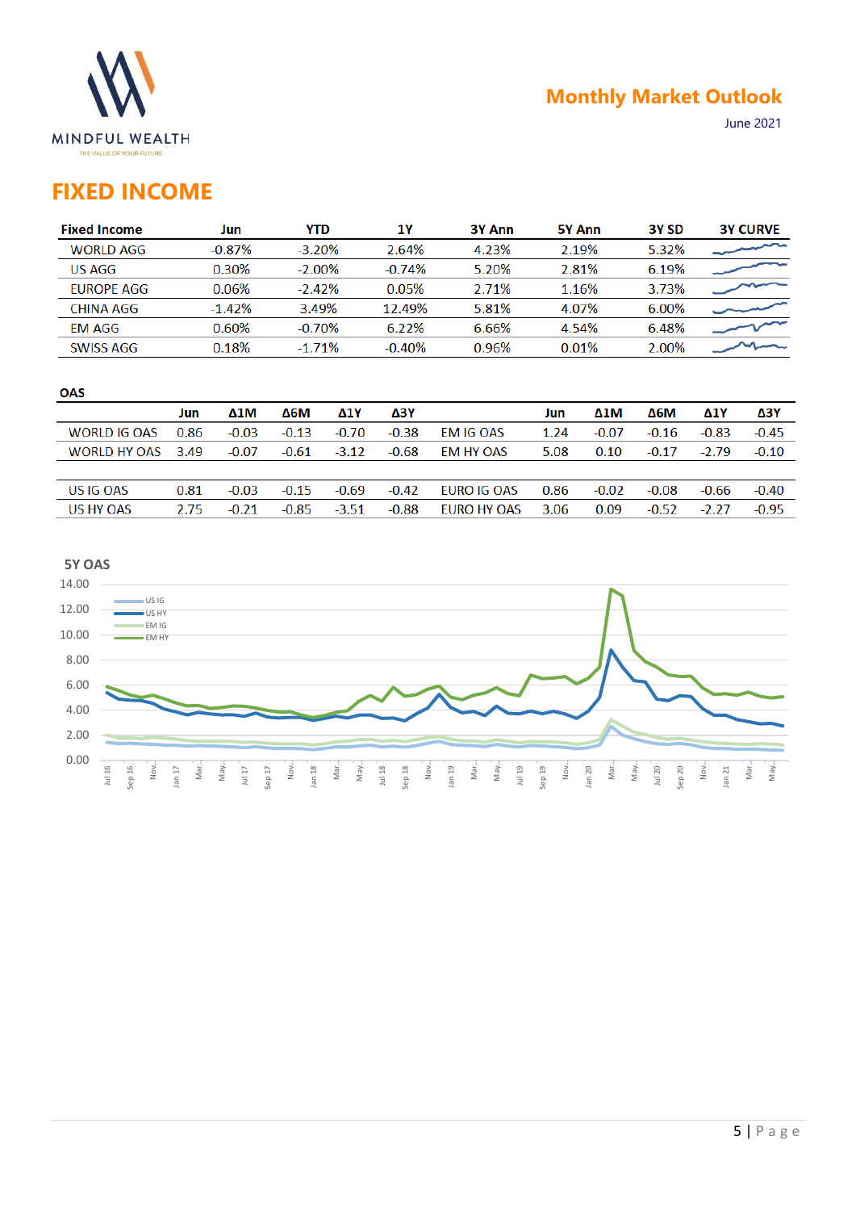# FIXED INCOME

| Fixed Income | Jun | YTD | 1Y | 3Y Ann | 5Y Ann | 3Y SD | 3Y CURVE |
|---|---|---|---|---|---|---|---|
| WORLD AGG | -0.87% | -3.20% | 2.64% | 4.23% | 2.19% | 5.32% | |
| US AGG | 0.30% | -2.00% | -0.74% | 5.20% | 2.81% | 6.19% | |
| EUROPE AGG | 0.06% | -2.42% | 0.05% | 2.71% | 1.16% | 3.73% | |
| CHINA AGG | -1.42% | 3.49% | 12.49% | 5.81% | 4.07% | 6.00% | |
| EM AGG | 0.60% | -0.70% | 6.22% | 6.66% | 4.54% | 6.48% | |
| SWISS AGG | 0.18% | -1.71% | -0.40% | 0.96% | 0.01% | 2.00% | |

**OAS**

| | Jun | Δ1M | Δ6M | Δ1Y | Δ3Y | | Jun | Δ1M | Δ6M | Δ1Y | Δ3Y |
|---|---|---|---|---|---|---|---|---|---|---|---|
| WORLD IG OAS | 0.86 | -0.03 | -0.13 | -0.70 | -0.38 | EM IG OAS | 1.24 | -0.07 | -0.16 | -0.83 | -0.45 |
| WORLD HY OAS | 3.49 | -0.07 | -0.61 | -3.12 | -0.68 | EM HY OAS | 5.08 | 0.10 | -0.17 | -2.79 | -0.10 |
| US IG OAS | 0.81 | -0.03 | -0.15 | -0.69 | -0.42 | EURO IG OAS | 0.86 | -0.02 | -0.08 | -0.66 | -0.40 |
| US HY OAS | 2.75 | -0.21 | -0.85 | -3.51 | -0.88 | EURO HY OAS | 3.06 | 0.09 | -0.52 | -2.27 | -0.95 |

**5Y OAS**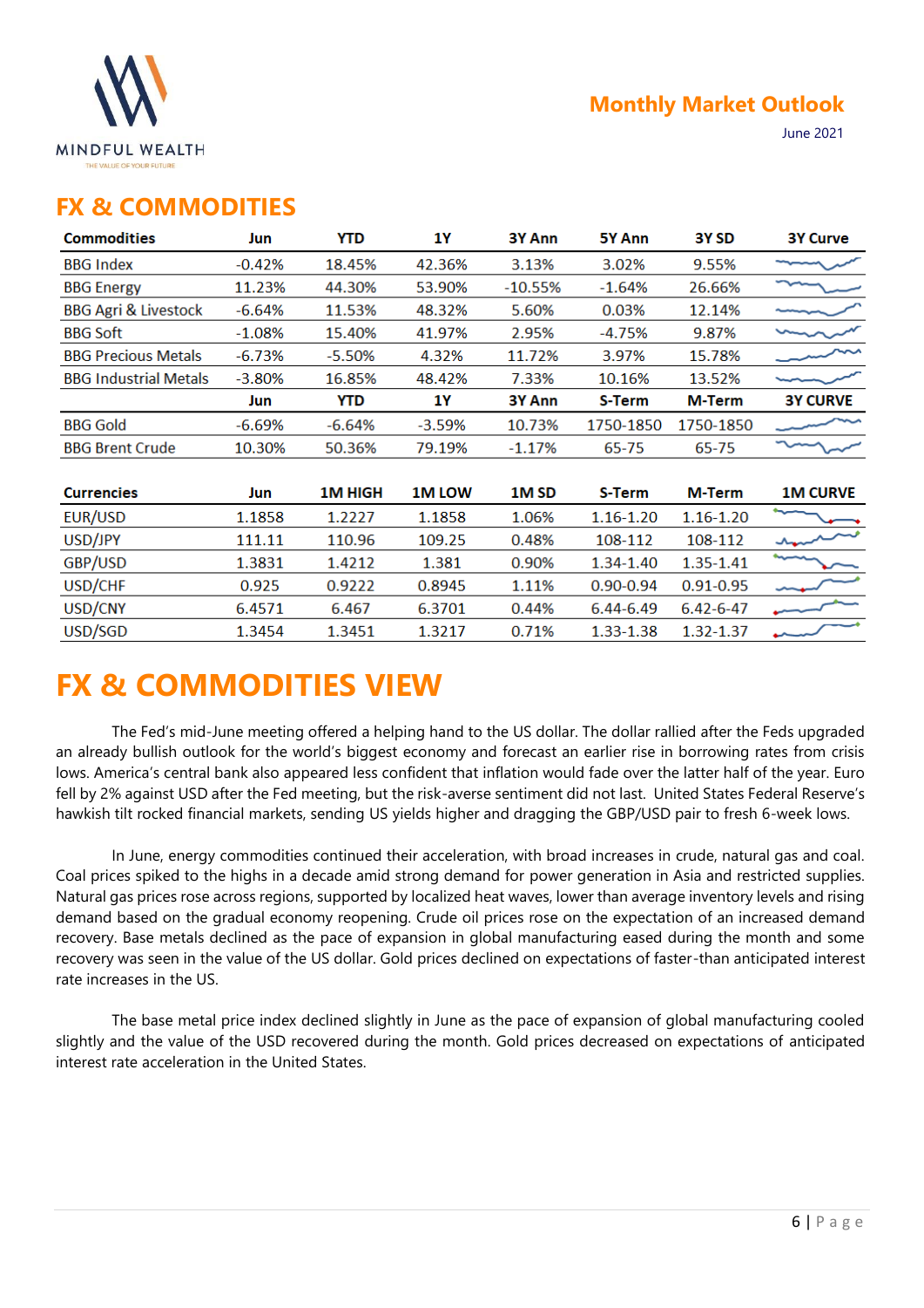## FX & COMMODITIES

| Commodities | Jun | YTD | 1Y | 3Y Ann | 5Y Ann | 3Y SD | 3Y Curve |
|---|---|---|---|---|---|---|---|
| BBG Index | -0.42% | 18.45% | 42.36% | 3.13% | 3.02% | 9.55% | |
| BBG Energy | 11.23% | 44.30% | 53.90% | -10.55% | -1.64% | 26.66% | |
| BBG Agri & Livestock | -6.64% | 11.53% | 48.32% | 5.60% | 0.03% | 12.14% | |
| BBG Soft | -1.08% | 15.40% | 41.97% | 2.95% | -4.75% | 9.87% | |
| BBG Precious Metals | -6.73% | -5.50% | 4.32% | 11.72% | 3.97% | 15.78% | |
| BBG Industrial Metals | -3.80% | 16.85% | 48.42% | 7.33% | 10.16% | 13.52% | |
| | **Jun** | **YTD** | **1Y** | **3Y Ann** | **S-Term** | **M-Term** | **3Y CURVE** |
| BBG Gold | -6.69% | -6.64% | -3.59% | 10.73% | 1750-1850 | 1750-1850 | |
| BBG Brent Crude | 10.30% | 50.36% | 79.19% | -1.17% | 65-75 | 65-75 | |

| Currencies | Jun | 1M HIGH | 1M LOW | 1M SD | S-Term | M-Term | 1M CURVE |
|---|---|---|---|---|---|---|---|
| EUR/USD | 1.1858 | 1.2227 | 1.1858 | 1.06% | 1.16-1.20 | 1.16-1.20 | |
| USD/JPY | 111.11 | 110.96 | 109.25 | 0.48% | 108-112 | 108-112 | |
| GBP/USD | 1.3831 | 1.4212 | 1.381 | 0.90% | 1.34-1.40 | 1.35-1.41 | |
| USD/CHF | 0.925 | 0.9222 | 0.8945 | 1.11% | 0.90-0.94 | 0.91-0.95 | |
| USD/CNY | 6.4571 | 6.467 | 6.3701 | 0.44% | 6.44-6.49 | 6.42-6-47 | |
| USD/SGD | 1.3454 | 1.3451 | 1.3217 | 0.71% | 1.33-1.38 | 1.32-1.37 | |

# FX & COMMODITIES VIEW

The Fed's mid-June meeting offered a helping hand to the US dollar. The dollar rallied after the Feds upgraded an already bullish outlook for the world's biggest economy and forecast an earlier rise in borrowing rates from crisis lows. America's central bank also appeared less confident that inflation would fade over the latter half of the year. Euro fell by 2% against USD after the Fed meeting, but the risk-averse sentiment did not last. United States Federal Reserve's hawkish tilt rocked financial markets, sending US yields higher and dragging the GBP/USD pair to fresh 6-week lows.

In June, energy commodities continued their acceleration, with broad increases in crude, natural gas and coal. Coal prices spiked to the highs in a decade amid strong demand for power generation in Asia and restricted supplies. Natural gas prices rose across regions, supported by localized heat waves, lower than average inventory levels and rising demand based on the gradual economy reopening. Crude oil prices rose on the expectation of an increased demand recovery. Base metals declined as the pace of expansion in global manufacturing eased during the month and some recovery was seen in the value of the US dollar. Gold prices declined on expectations of faster-than anticipated interest rate increases in the US.

The base metal price index declined slightly in June as the pace of expansion of global manufacturing cooled slightly and the value of the USD recovered during the month. Gold prices decreased on expectations of anticipated interest rate acceleration in the United States.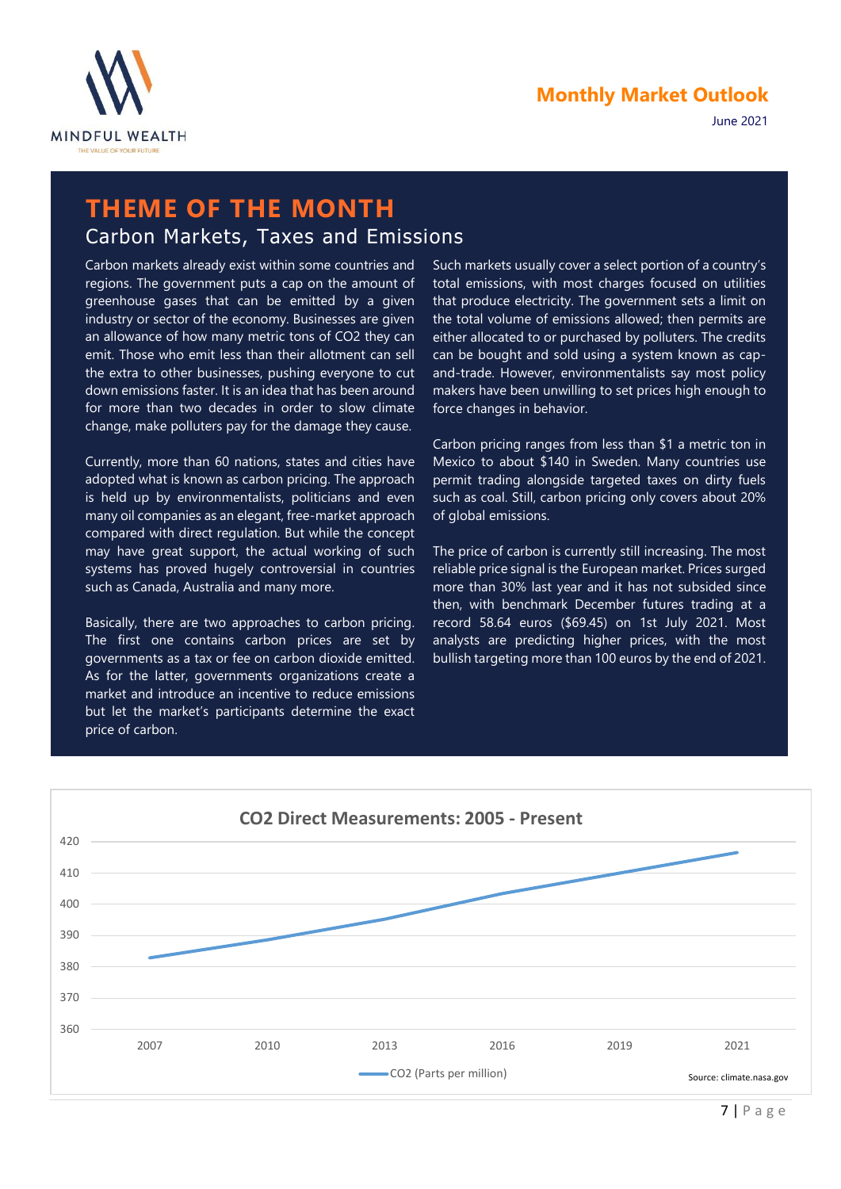# THEME OF THE MONTH

## Carbon Markets, Taxes and Emissions

Carbon markets already exist within some countries and regions. The government puts a cap on the amount of greenhouse gases that can be emitted by a given industry or sector of the economy. Businesses are given an allowance of how many metric tons of $CO_2$ they can emit. Those who emit less than their allotment can sell the extra to other businesses, pushing everyone to cut down emissions faster. It is an idea that has been around for more than two decades in order to slow climate change, make polluters pay for the damage they cause.

Currently, more than 60 nations, states and cities have adopted what is known as carbon pricing. The approach is held up by environmentalists, politicians and even many oil companies as an elegant, free-market approach compared with direct regulation. But while the concept may have great support, the actual working of such systems has proved hugely controversial in countries such as Canada, Australia and many more.

Basically, there are two approaches to carbon pricing. The first one contains carbon prices are set by governments as a tax or fee on carbon dioxide emitted. As for the latter, governments organizations create a market and introduce an incentive to reduce emissions but let the market's participants determine the exact price of carbon.

Such markets usually cover a select portion of a country's total emissions, with most charges focused on utilities that produce electricity. The government sets a limit on the total volume of emissions allowed; then permits are either allocated to or purchased by polluters. The credits can be bought and sold using a system known as cap-and-trade. However, environmentalists say most policy makers have been unwilling to set prices high enough to force changes in behavior.

Carbon pricing ranges from less than $1 a metric ton in Mexico to about $140 in Sweden. Many countries use permit trading alongside targeted taxes on dirty fuels such as coal. Still, carbon pricing only covers about 20% of global emissions.

The price of carbon is currently still increasing. The most reliable price signal is the European market. Prices surged more than 30% last year and it has not subsided since then, with benchmark December futures trading at a record 58.64 euros ($69.45) on 1st July 2021. Most analysts are predicting higher prices, with the most bullish targeting more than 100 euros by the end of 2021.

**CO2 Direct Measurements: 2005 - Present**

| Year | $CO_2$ (Parts per million) (approx.) |
|---|---|
| 2007 | 383 |
| 2010 | 389 |
| 2013 | 395 |
| 2016 | 404 |
| 2019 | 410 |
| 2021 | 417 |

Source: climate.nasa.gov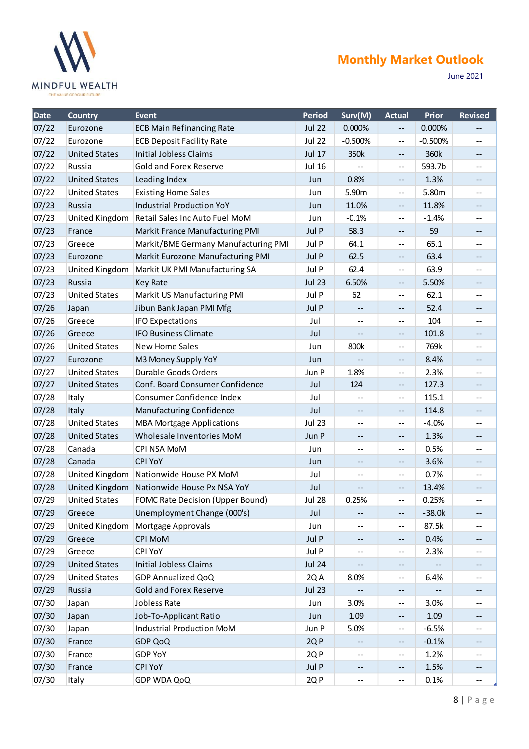| Date | Country | Event | Period | Surv(M) | Actual | Prior | Revised |
|---|---|---|---|---|---|---|---|
| 07/22 | Eurozone | ECB Main Refinancing Rate | Jul 22 | 0.000% | -- | 0.000% | -- |
| 07/22 | Eurozone | ECB Deposit Facility Rate | Jul 22 | -0.500% | -- | -0.500% | -- |
| 07/22 | United States | Initial Jobless Claims | Jul 17 | 350k | -- | 360k | -- |
| 07/22 | Russia | Gold and Forex Reserve | Jul 16 | -- | -- | 593.7b | -- |
| 07/22 | United States | Leading Index | Jun | 0.8% | -- | 1.3% | -- |
| 07/22 | United States | Existing Home Sales | Jun | 5.90m | -- | 5.80m | -- |
| 07/23 | Russia | Industrial Production YoY | Jun | 11.0% | -- | 11.8% | -- |
| 07/23 | United Kingdom | Retail Sales Inc Auto Fuel MoM | Jun | -0.1% | -- | -1.4% | -- |
| 07/23 | France | Markit France Manufacturing PMI | Jul P | 58.3 | -- | 59 | -- |
| 07/23 | Greece | Markit/BME Germany Manufacturing PMI | Jul P | 64.1 | -- | 65.1 | -- |
| 07/23 | Eurozone | Markit Eurozone Manufacturing PMI | Jul P | 62.5 | -- | 63.4 | -- |
| 07/23 | United Kingdom | Markit UK PMI Manufacturing SA | Jul P | 62.4 | -- | 63.9 | -- |
| 07/23 | Russia | Key Rate | Jul 23 | 6.50% | -- | 5.50% | -- |
| 07/23 | United States | Markit US Manufacturing PMI | Jul P | 62 | -- | 62.1 | -- |
| 07/26 | Japan | Jibun Bank Japan PMI Mfg | Jul P | -- | -- | 52.4 | -- |
| 07/26 | Greece | IFO Expectations | Jul | -- | -- | 104 | -- |
| 07/26 | Greece | IFO Business Climate | Jul | -- | -- | 101.8 | -- |
| 07/26 | United States | New Home Sales | Jun | 800k | -- | 769k | -- |
| 07/27 | Eurozone | M3 Money Supply YoY | Jun | -- | -- | 8.4% | -- |
| 07/27 | United States | Durable Goods Orders | Jun P | 1.8% | -- | 2.3% | -- |
| 07/27 | United States | Conf. Board Consumer Confidence | Jul | 124 | -- | 127.3 | -- |
| 07/28 | Italy | Consumer Confidence Index | Jul | -- | -- | 115.1 | -- |
| 07/28 | Italy | Manufacturing Confidence | Jul | -- | -- | 114.8 | -- |
| 07/28 | United States | MBA Mortgage Applications | Jul 23 | -- | -- | -4.0% | -- |
| 07/28 | United States | Wholesale Inventories MoM | Jun P | -- | -- | 1.3% | -- |
| 07/28 | Canada | CPI NSA MoM | Jun | -- | -- | 0.5% | -- |
| 07/28 | Canada | CPI YoY | Jun | -- | -- | 3.6% | -- |
| 07/28 | United Kingdom | Nationwide House PX MoM | Jul | -- | -- | 0.7% | -- |
| 07/28 | United Kingdom | Nationwide House Px NSA YoY | Jul | -- | -- | 13.4% | -- |
| 07/29 | United States | FOMC Rate Decision (Upper Bound) | Jul 28 | 0.25% | -- | 0.25% | -- |
| 07/29 | Greece | Unemployment Change (000's) | Jul | -- | -- | -38.0k | -- |
| 07/29 | United Kingdom | Mortgage Approvals | Jun | -- | -- | 87.5k | -- |
| 07/29 | Greece | CPI MoM | Jul P | -- | -- | 0.4% | -- |
| 07/29 | Greece | CPI YoY | Jul P | -- | -- | 2.3% | -- |
| 07/29 | United States | Initial Jobless Claims | Jul 24 | -- | -- | -- | -- |
| 07/29 | United States | GDP Annualized QoQ | 2Q A | 8.0% | -- | 6.4% | -- |
| 07/29 | Russia | Gold and Forex Reserve | Jul 23 | -- | -- | -- | -- |
| 07/30 | Japan | Jobless Rate | Jun | 3.0% | -- | 3.0% | -- |
| 07/30 | Japan | Job-To-Applicant Ratio | Jun | 1.09 | -- | 1.09 | -- |
| 07/30 | Japan | Industrial Production MoM | Jun P | 5.0% | -- | -6.5% | -- |
| 07/30 | France | GDP QoQ | 2Q P | -- | -- | -0.1% | -- |
| 07/30 | France | GDP YoY | 2Q P | -- | -- | 1.2% | -- |
| 07/30 | France | CPI YoY | Jul P | -- | -- | 1.5% | -- |
| 07/30 | Italy | GDP WDA QoQ | 2Q P | -- | -- | 0.1% | -- |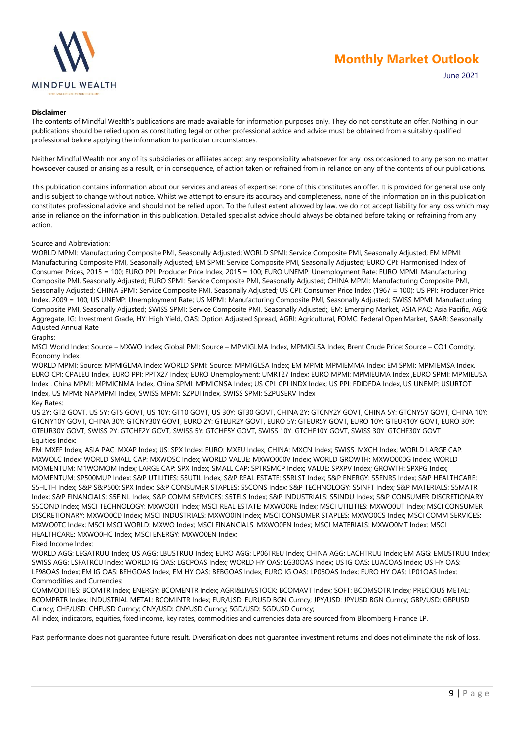**Disclaimer**

The contents of Mindful Wealth's publications are made available for information purposes only. They do not constitute an offer. Nothing in our publications should be relied upon as constituting legal or other professional advice and advice must be obtained from a suitably qualified professional before applying the information to particular circumstances.

Neither Mindful Wealth nor any of its subsidiaries or affiliates accept any responsibility whatsoever for any loss occasioned to any person no matter howsoever caused or arising as a result, or in consequence, of action taken or refrained from in reliance on any of the contents of our publications.

This publication contains information about our services and areas of expertise; none of this constitutes an offer. It is provided for general use only and is subject to change without notice. Whilst we attempt to ensure its accuracy and completeness, none of the information on in this publication constitutes professional advice and should not be relied upon. To the fullest extent allowed by law, we do not accept liability for any loss which may arise in reliance on the information in this publication. Detailed specialist advice should always be obtained before taking or refraining from any action.

Source and Abbreviation:

WORLD MPMI: Manufacturing Composite PMI, Seasonally Adjusted; WORLD SPMI: Service Composite PMI, Seasonally Adjusted; EM MPMI: Manufacturing Composite PMI, Seasonally Adjusted; EM SPMI: Service Composite PMI, Seasonally Adjusted; EURO CPI: Harmonised Index of Consumer Prices, 2015 = 100; EURO PPI: Producer Price Index, 2015 = 100; EURO UNEMP: Unemployment Rate; EURO MPMI: Manufacturing Composite PMI, Seasonally Adjusted; EURO SPMI: Service Composite PMI, Seasonally Adjusted; CHINA MPMI: Manufacturing Composite PMI, Seasonally Adjusted; CHINA SPMI: Service Composite PMI, Seasonally Adjusted; US CPI: Consumer Price Index (1967 = 100); US PPI: Producer Price Index, 2009 = 100; US UNEMP: Unemployment Rate; US MPMI: Manufacturing Composite PMI, Seasonally Adjusted; SWISS MPMI: Manufacturing Composite PMI, Seasonally Adjusted; SWISS SPMI: Service Composite PMI, Seasonally Adjusted;, EM: Emerging Market, ASIA PAC: Asia Pacific, AGG: Aggregate, IG: Investment Grade, HY: High Yield, OAS: Option Adjusted Spread, AGRI: Agricultural, FOMC: Federal Open Market, SAAR: Seasonally Adjusted Annual Rate

Graphs:

MSCI World Index: Source – MXWO Index; Global PMI: Source – MPMIGLMA Index, MPMIGLSA Index; Brent Crude Price: Source – CO1 Comdty.

Economy Index:

WORLD MPMI: Source: MPMIGLMA Index; WORLD SPMI: Source: MPMIGLSA Index; EM MPMI: MPMIEMMA Index; EM SPMI: MPMIEMSA Index. EURO CPI: CPALEU Index, EURO PPI: PPTX27 Index; EURO Unemployment: UMRT27 Index; EURO MPMI: MPMIEUMA Index ,EURO SPMI: MPMIEUSA Index . China MPMI: MPMICNMA Index, China SPMI: MPMICNSA Index; US CPI: CPI INDX Index; US PPI: FDIDFDA Index, US UNEMP: USURTOT Index, US MPMI: NAPMPMI Index, SWISS MPMI: SZPUI Index, SWISS SPMI: SZPUSERV Index

Key Rates:

US 2Y: GT2 GOVT, US 5Y: GT5 GOVT, US 10Y: GT10 GOVT, US 30Y: GT30 GOVT, CHINA 2Y: GTCNY2Y GOVT, CHINA 5Y: GTCNY5Y GOVT, CHINA 10Y: GTCNY10Y GOVT, CHINA 30Y: GTCNY30Y GOVT, EURO 2Y: GTEUR2Y GOVT, EURO 5Y: GTEUR5Y GOVT, EURO 10Y: GTEUR10Y GOVT, EURO 30Y: GTEUR30Y GOVT, SWISS 2Y: GTCHF2Y GOVT, SWISS 5Y: GTCHF5Y GOVT, SWISS 10Y: GTCHF10Y GOVT, SWISS 30Y: GTCHF30Y GOVT

Equities Index:

EM: MXEF Index; ASIA PAC: MXAP Index; US: SPX Index; EURO: MXEU Index; CHINA: MXCN Index; SWISS: MXCH Index; WORLD LARGE CAP: MXWOLC Index; WORLD SMALL CAP: MXWOSC Index; WORLD VALUE: MXWO000V Index; WORLD GROWTH: MXWO000G Index; WORLD MOMENTUM: M1WOMOM Index; LARGE CAP: SPX Index; SMALL CAP: SPTRSMCP Index; VALUE: SPXPV Index; GROWTH: SPXPG Index; MOMENTUM: SP500MUP Index; S&P UTILITIES: S5UTIL Index; S&P REAL ESTATE: S5RLST Index; S&P ENERGY: S5ENRS Index; S&P HEALTHCARE: S5HLTH Index; S&P S&P500: SPX Index; S&P CONSUMER STAPLES: S5CONS Index; S&P TECHNOLOGY: S5INFT Index; S&P MATERIALS: S5MATR Index; S&P FINANCIALS: S5FINL Index; S&P COMM SERVICES: S5TELS Index; S&P INDUSTRIALS: S5INDU Index; S&P CONSUMER DISCRETIONARY: S5COND Index; MSCI TECHNOLOGY: MXWO0IT Index; MSCI REAL ESTATE: MXWO0RE Index; MSCI UTILITIES: MXWO0UT Index; MSCI CONSUMER DISCRETIONARY: MXWO0CD Index; MSCI INDUSTRIALS: MXWO0IN Index; MSCI CONSUMER STAPLES: MXWO0CS Index; MSCI COMM SERVICES: MXWO0TC Index; MSCI MSCI WORLD: MXWO Index; MSCI FINANCIALS: MXWO0FN Index; MSCI MATERIALS: MXWO0MT Index; MSCI HEALTHCARE: MXWO0HC Index; MSCI ENERGY: MXWO0EN Index;

Fixed Income Index:

WORLD AGG: LEGATRUU Index; US AGG: LBUSTRUU Index; EURO AGG: LP06TREU Index; CHINA AGG: LACHTRUU Index; EM AGG: EMUSTRUU Index; SWISS AGG: LSFATRCU Index; WORLD IG OAS: LGCPOAS Index; WORLD HY OAS: LG30OAS Index; US IG OAS: LUACOAS Index; US HY OAS: LF98OAS Index; EM IG OAS: BEHGOAS Index; EM HY OAS: BEBGOAS Index; EURO IG OAS: LP05OAS Index; EURO HY OAS: LP01OAS Index;

Commodities and Currencies:

COMMODITIES: BCOMTR Index; ENERGY: BCOMENTR Index; AGRI&LIVESTOCK: BCOMAVT Index; SOFT: BCOMSOTR Index; PRECIOUS METAL: BCOMPRTR Index; INDUSTRIAL METAL: BCOMINTR Index; EUR/USD: EURUSD BGN Curncy; JPY/USD: JPYUSD BGN Curncy; GBP/USD: GBPUSD Curncy; CHF/USD: CHFUSD Curncy; CNY/USD: CNYUSD Curncy; SGD/USD: SGDUSD Curncy;

All index, indicators, equities, fixed income, key rates, commodities and currencies data are sourced from Bloomberg Finance LP.

Past performance does not guarantee future result. Diversification does not guarantee investment returns and does not eliminate the risk of loss.